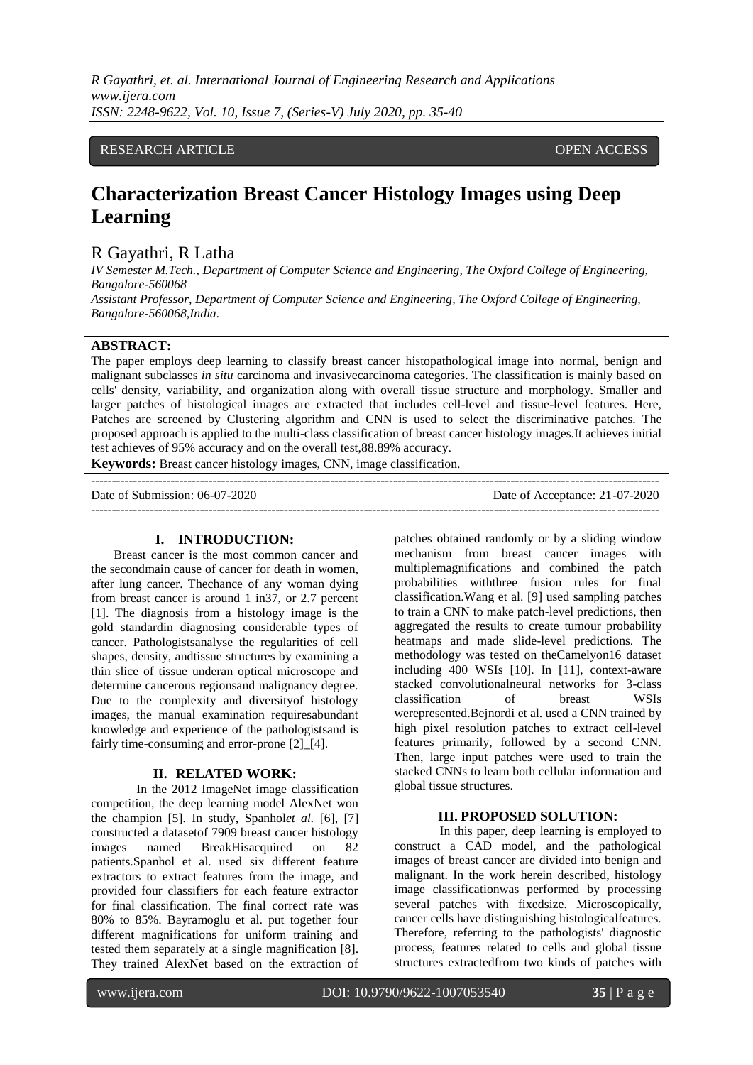RESEARCH ARTICLE OPEN ACCESS

# Characterization Breast Cancer Histology Images using Deep Learning

## R Gayathri, R Latha

*IV Semester M.Tech., Department of Computer Science and Engineering, The Oxford College of Engineering, Bangalore-560068*

*Assistant Professor, Department of Computer Science and Engineering, The Oxford College of Engineering, Bangalore-560068,India.*

**ABSTRACT:**

The paper employs deep learning to classify breast cancer histopathological image into normal, benign and malignant subclasses *in situ* carcinoma and invasivecarcinoma categories. The classification is mainly based on cells' density, variability, and organization along with overall tissue structure and morphology. Smaller and larger patches of histological images are extracted that includes cell-level and tissue-level features. Here, Patches are screened by Clustering algorithm and CNN is used to select the discriminative patches. The proposed approach is applied to the multi-class classification of breast cancer histology images.It achieves initial test achieves of 95% accuracy and on the overall test,88.89% accuracy.

**Keywords:** Breast cancer histology images, CNN, image classification.

---

Date of Submission: 06-07-2020 Date of Acceptance: 21-07-2020

---

## I. INTRODUCTION:

Breast cancer is the most common cancer and the secondmain cause of cancer for death in women, after lung cancer. Thechance of any woman dying from breast cancer is around 1 in37, or 2.7 percent [1]. The diagnosis from a histology image is the gold standardin diagnosing considerable types of cancer. Pathologistsanalyse the regularities of cell shapes, density, andtissue structures by examining a thin slice of tissue underan optical microscope and determine cancerous regionsand malignancy degree. Due to the complexity and diversityof histology images, the manual examination requiresabundant knowledge and experience of the pathologistsand is fairly time-consuming and error-prone [2]_[4].

## II. RELATED WORK:

In the 2012 ImageNet image classification competition, the deep learning model AlexNet won the champion [5]. In study, Spanhol*et al.* [6], [7] constructed a datasetof 7909 breast cancer histology images named BreakHisacquired on 82 patients.Spanhol et al. used six different feature extractors to extract features from the image, and provided four classifiers for each feature extractor for final classification. The final correct rate was 80% to 85%. Bayramoglu et al. put together four different magnifications for uniform training and tested them separately at a single magnification [8]. They trained AlexNet based on the extraction of patches obtained randomly or by a sliding window mechanism from breast cancer images with multiplemagnifications and combined the patch probabilities withthree fusion rules for final classification.Wang et al. [9] used sampling patches to train a CNN to make patch-level predictions, then aggregated the results to create tumour probability heatmaps and made slide-level predictions. The methodology was tested on theCamelyon16 dataset including 400 WSIs [10]. In [11], context-aware stacked convolutionalneural networks for 3-class classification of breast WSIs wererepresented.Bejnordi et al. used a CNN trained by high pixel resolution patches to extract cell-level features primarily, followed by a second CNN. Then, large input patches were used to train the stacked CNNs to learn both cellular information and global tissue structures.

## III. PROPOSED SOLUTION:

In this paper, deep learning is employed to construct a CAD model, and the pathological images of breast cancer are divided into benign and malignant. In the work herein described, histology image classificationwas performed by processing several patches with fixedsize. Microscopically, cancer cells have distinguishing histologicalfeatures. Therefore, referring to the pathologists' diagnostic process, features related to cells and global tissue structures extractedfrom two kinds of patches with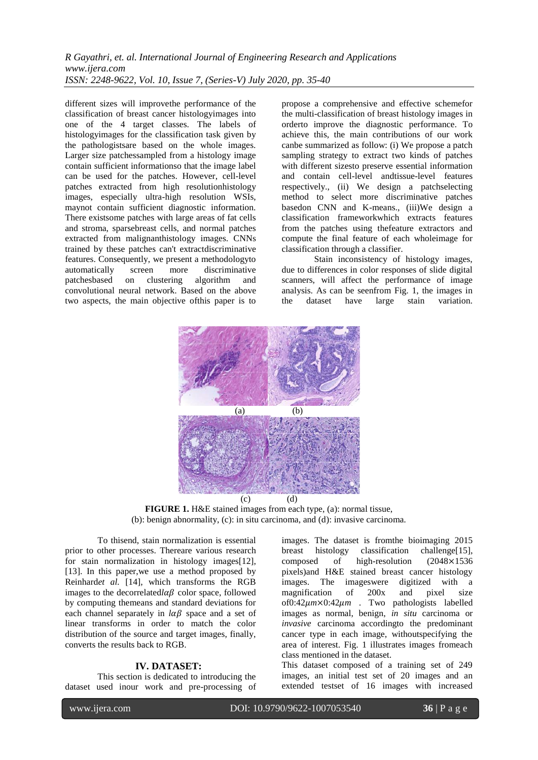different sizes will improvethe performance of the classification of breast cancer histologyimages into one of the 4 target classes. The labels of histologyimages for the classification task given by the pathologistsare based on the whole images. Larger size patchessampled from a histology image contain sufficient informationso that the image label can be used for the patches. However, cell-level patches extracted from high resolutionhistology images, especially ultra-high resolution WSIs, maynot contain sufficient diagnostic information. There existsome patches with large areas of fat cells and stroma, sparsebreast cells, and normal patches extracted from malignanthistology images. CNNs trained by these patches can't extractdiscriminative features. Consequently, we present a methodologyto automatically screen more discriminative patchesbased on clustering algorithm and convolutional neural network. Based on the above two aspects, the main objective ofthis paper is to propose a comprehensive and effective schemefor the multi-classification of breast histology images in orderto improve the diagnostic performance. To achieve this, the main contributions of our work canbe summarized as follow: (i) We propose a patch sampling strategy to extract two kinds of patches with different sizesto preserve essential information and contain cell-level andtissue-level features respectively., (ii) We design a patchselecting method to select more discriminative patches basedon CNN and K-means., (iii)We design a classification frameworkwhich extracts features from the patches using thefeature extractors and compute the final feature of each wholeimage for classification through a classifier.

Stain inconsistency of histology images, due to differences in color responses of slide digital scanners, will affect the performance of image analysis. As can be seenfrom Fig. 1, the images in the dataset have large stain variation.

(a) (b)

(c) (d)

**FIGURE 1.** H&E stained images from each type, (a): normal tissue, (b): benign abnormality, (c): in situ carcinoma, and (d): invasive carcinoma.

To thisend, stain normalization is essential prior to other processes. Thereare various research for stain normalization in histology images[12], [13]. In this paper,we use a method proposed by Reinhard*et al.* [14], which transforms the RGB images to the decorrelated$l\alpha\beta$ color space, followed by computing themeans and standard deviations for each channel separately in $l\alpha\beta$ space and a set of linear transforms in order to match the color distribution of the source and target images, finally, converts the results back to RGB.

## IV. DATASET:

This section is dedicated to introducing the dataset used inour work and pre-processing of images. The dataset is fromthe bioimaging 2015 breast histology classification challenge[15], composed of high-resolution ($2048 \times 1536$ pixels)and H&E stained breast cancer histology images. The imageswere digitized with a magnification of 200x and pixel size of$0{:}42\mu m \times 0{:}42\mu m$ . Two pathologists labelled images as normal, benign, *in situ* carcinoma or *invasive* carcinoma accordingto the predominant cancer type in each image, withoutspecifying the area of interest. Fig. 1 illustrates images fromeach class mentioned in the dataset.

This dataset composed of a training set of 249 images, an initial test set of 20 images and an extended testset of 16 images with increased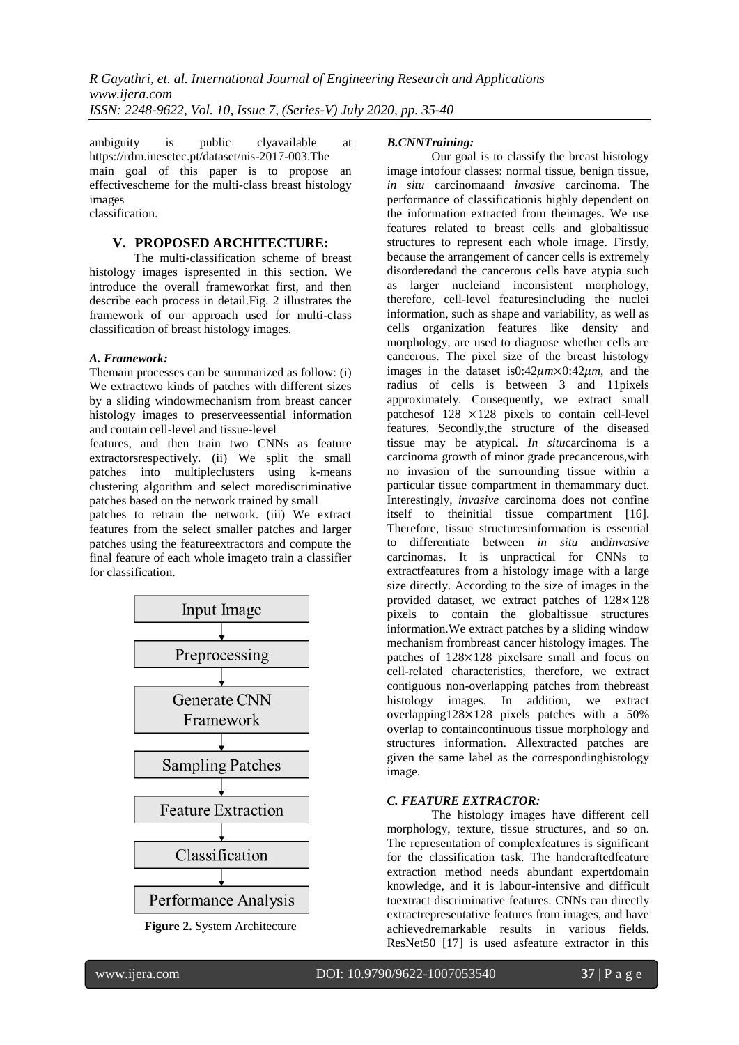ambiguity is public clyavailable at https://rdm.inesctec.pt/dataset/nis-2017-003.The main goal of this paper is to propose an effectivescheme for the multi-class breast histology images classification.

## V. PROPOSED ARCHITECTURE:

The multi-classification scheme of breast histology images ispresented in this section. We introduce the overall frameworkat first, and then describe each process in detail.Fig. 2 illustrates the framework of our approach used for multi-class classification of breast histology images.

### *A. Framework:*

Themain processes can be summarized as follow: (i) We extracttwo kinds of patches with different sizes by a sliding windowmechanism from breast cancer histology images to preserveessential information and contain cell-level and tissue-level features, and then train two CNNs as feature extractorsrespectively. (ii) We split the small patches into multipleclusters using k-means clustering algorithm and select morediscriminative patches based on the network trained by small patches to retrain the network. (iii) We extract features from the select smaller patches and larger patches using the featureextractors and compute the final feature of each whole imageto train a classifier for classification.

Input Image → Preprocessing → Generate CNN Framework → Sampling Patches → Feature Extraction → Classification → Performance Analysis

**Figure 2.** System Architecture

### *B.CNNTraining:*

Our goal is to classify the breast histology image intofour classes: normal tissue, benign tissue, *in situ* carcinomaand *invasive* carcinoma. The performance of classificationis highly dependent on the information extracted from theimages. We use features related to breast cells and globaltissue structures to represent each whole image. Firstly, because the arrangement of cancer cells is extremely disorderedand the cancerous cells have atypia such as larger nucleiand inconsistent morphology, therefore, cell-level featuresincluding the nuclei information, such as shape and variability, as well as cells organization features like density and morphology, are used to diagnose whether cells are cancerous. The pixel size of the breast histology images in the dataset is$0{:}42\mu m \times 0{:}42\mu m$, and the radius of cells is between 3 and 11pixels approximately. Consequently, we extract small patchesof $128 \times 128$ pixels to contain cell-level features. Secondly,the structure of the diseased tissue may be atypical. *In situ*carcinoma is a carcinoma growth of minor grade precancerous,with no invasion of the surrounding tissue within a particular tissue compartment in themammary duct. Interestingly, *invasive* carcinoma does not confine itself to theinitial tissue compartment [16]. Therefore, tissue structuresinformation is essential to differentiate between *in situ* and*invasive* carcinomas. It is unpractical for CNNs to extractfeatures from a histology image with a large size directly. According to the size of images in the provided dataset, we extract patches of $128\times128$ pixels to contain the globaltissue structures information.We extract patches by a sliding window mechanism frombreast cancer histology images. The patches of $128\times128$ pixelsare small and focus on cell-related characteristics, therefore, we extract contiguous non-overlapping patches from thebreast histology images. In addition, we extract overlapping$128\times128$ pixels patches with a 50% overlap to containcontinuous tissue morphology and structures information. Allextracted patches are given the same label as the correspondinghistology image.

### *C. FEATURE EXTRACTOR:*

The histology images have different cell morphology, texture, tissue structures, and so on. The representation of complexfeatures is significant for the classification task. The handcraftedfeature extraction method needs abundant expertdomain knowledge, and it is labour-intensive and difficult toextract discriminative features. CNNs can directly extractrepresentative features from images, and have achievedremarkable results in various fields. ResNet50 [17] is used asfeature extractor in this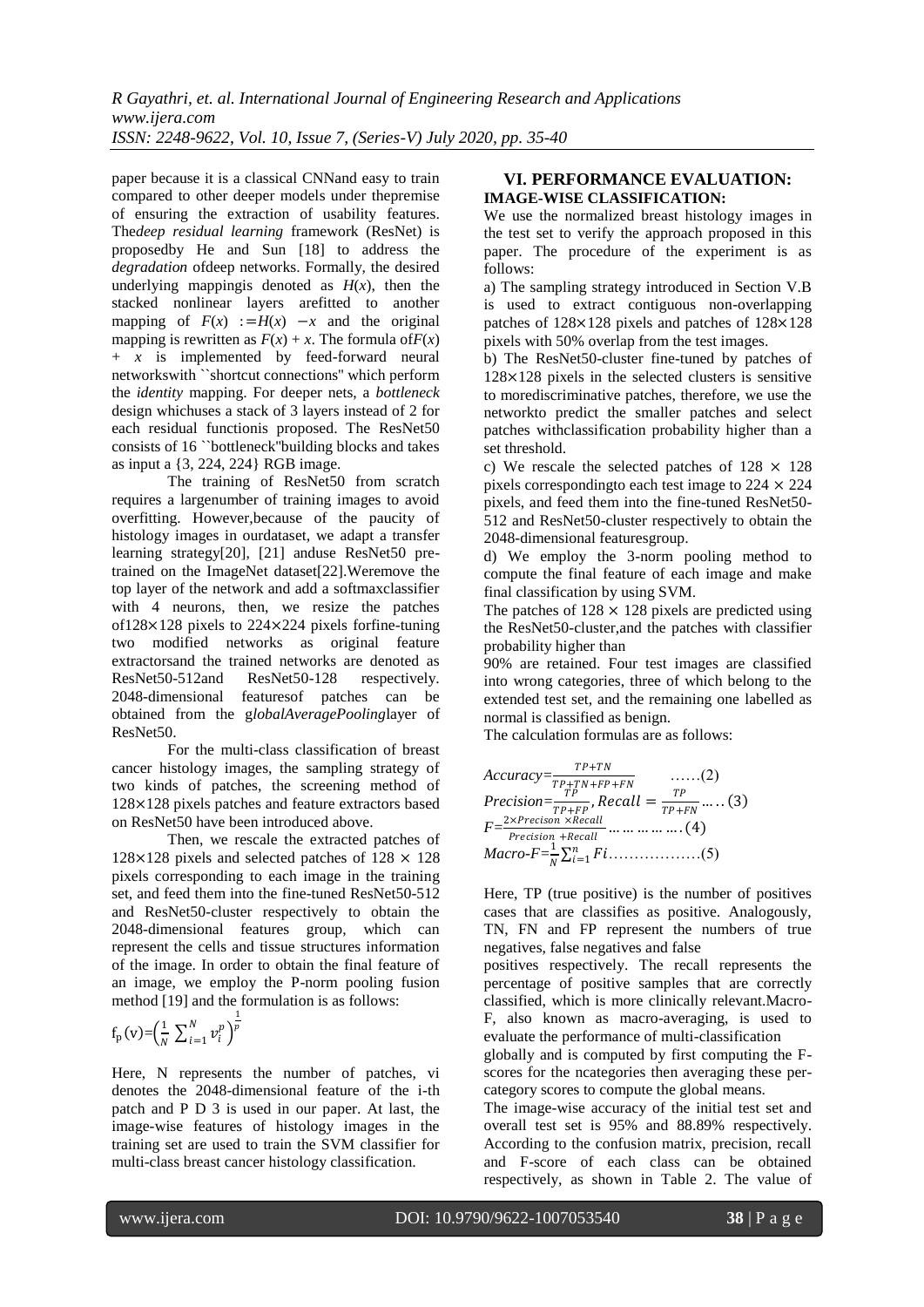paper because it is a classical CNNand easy to train compared to other deeper models under thepremise of ensuring the extraction of usability features. The*deep residual learning* framework (ResNet) is proposedby He and Sun [18] to address the *degradation* ofdeep networks. Formally, the desired underlying mappingis denoted as $H(x)$, then the stacked nonlinear layers arefitted to another mapping of $F(x) := H(x) - x$ and the original mapping is rewritten as $F(x) + x$. The formula of$F(x) + x$ is implemented by feed-forward neural networkswith ``shortcut connections'' which perform the *identity* mapping. For deeper nets, a *bottleneck* design whichuses a stack of 3 layers instead of 2 for each residual functionis proposed. The ResNet50 consists of 16 ``bottleneck''building blocks and takes as input a {3, 224, 224} RGB image.

The training of ResNet50 from scratch requires a largenumber of training images to avoid overfitting. However,because of the paucity of histology images in ourdataset, we adapt a transfer learning strategy[20], [21] anduse ResNet50 pre-trained on the ImageNet dataset[22].Weremove the top layer of the network and add a softmaxclassifier with 4 neurons, then, we resize the patches of$128\times128$ pixels to $224\times224$ pixels forfine-tuning two modified networks as original feature extractorsand the trained networks are denoted as ResNet50-512and ResNet50-128 respectively. 2048-dimensional featuresof patches can be obtained from the g*lobalAveragePooling*layer of ResNet50.

For the multi-class classification of breast cancer histology images, the sampling strategy of two kinds of patches, the screening method of $128\times128$ pixels patches and feature extractors based on ResNet50 have been introduced above.

Then, we rescale the extracted patches of $128\times128$ pixels and selected patches of $128 \times 128$ pixels corresponding to each image in the training set, and feed them into the fine-tuned ResNet50-512 and ResNet50-cluster respectively to obtain the 2048-dimensional features group, which can represent the cells and tissue structures information of the image. In order to obtain the final feature of an image, we employ the P-norm pooling fusion method [19] and the formulation is as follows:

$$f_p(v)=\left(\frac{1}{N}\sum_{i=1}^{N} v_i^p\right)^{\frac{1}{p}}$$

Here, N represents the number of patches, vi denotes the 2048-dimensional feature of the i-th patch and P D 3 is used in our paper. At last, the image-wise features of histology images in the training set are used to train the SVM classifier for multi-class breast cancer histology classification.

## VI. PERFORMANCE EVALUATION:

### IMAGE-WISE CLASSIFICATION:

We use the normalized breast histology images in the test set to verify the approach proposed in this paper. The procedure of the experiment is as follows:

a) The sampling strategy introduced in Section V.B is used to extract contiguous non-overlapping patches of $128\times128$ pixels and patches of $128\times128$ pixels with 50% overlap from the test images.

b) The ResNet50-cluster fine-tuned by patches of $128\times128$ pixels in the selected clusters is sensitive to morediscriminative patches, therefore, we use the networkto predict the smaller patches and select patches withclassification probability higher than a set threshold.

c) We rescale the selected patches of $128 \times 128$ pixels correspondingto each test image to $224 \times 224$ pixels, and feed them into the fine-tuned ResNet50-512 and ResNet50-cluster respectively to obtain the 2048-dimensional featuresgroup.

d) We employ the 3-norm pooling method to compute the final feature of each image and make final classification by using SVM.

The patches of $128 \times 128$ pixels are predicted using the ResNet50-cluster,and the patches with classifier probability higher than 90% are retained. Four test images are classified into wrong categories, three of which belong to the extended test set, and the remaining one labelled as normal is classified as benign.

The calculation formulas are as follows:

$$Accuracy=\frac{TP+TN}{TP+TN+FP+FN} \quad \ldots\ldots(2)$$

$$Precision=\frac{TP}{TP+FP},\ Recall=\frac{TP}{TP+FN} \ldots\ldots(3)$$

$$F=\frac{2\times Precison\ \times Recall}{Precision\ + Recall} \ldots\ldots\ldots\ldots(4)$$

$$Macro\text{-}F=\frac{1}{N}\sum_{i=1}^{n} Fi \ldots\ldots\ldots\ldots\ldots\ldots(5)$$

Here, TP (true positive) is the number of positives cases that are classifies as positive. Analogously, TN, FN and FP represent the numbers of true negatives, false negatives and false positives respectively. The recall represents the percentage of positive samples that are correctly classified, which is more clinically relevant.Macro-F, also known as macro-averaging, is used to evaluate the performance of multi-classification globally and is computed by first computing the F-scores for the ncategories then averaging these per-category scores to compute the global means.

The image-wise accuracy of the initial test set and overall test set is 95% and 88.89% respectively. According to the confusion matrix, precision, recall and F-score of each class can be obtained respectively, as shown in Table 2. The value of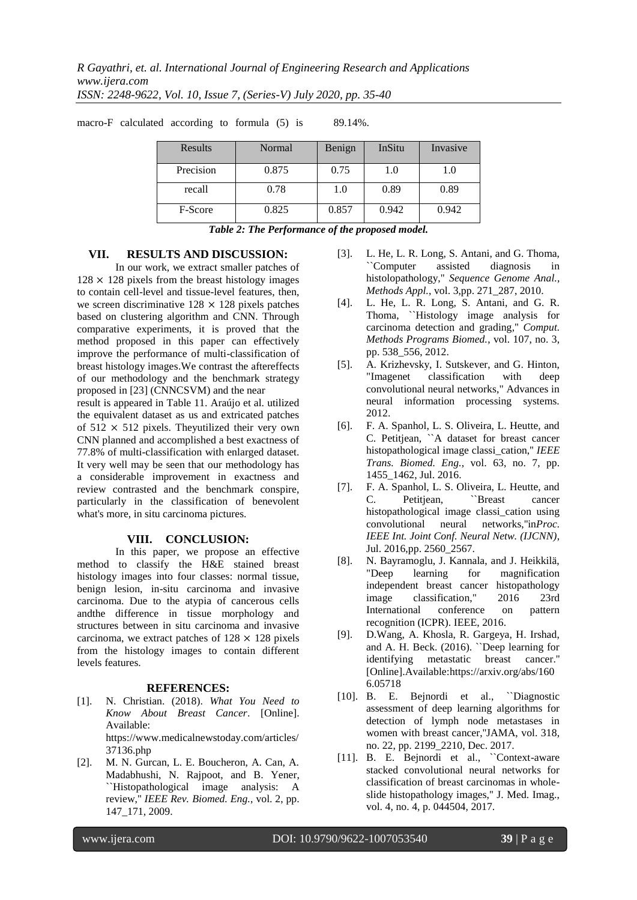macro-F calculated according to formula (5) is 89.14%.

| Results | Normal | Benign | InSitu | Invasive |
|---|---|---|---|---|
| Precision | 0.875 | 0.75 | 1.0 | 1.0 |
| recall | 0.78 | 1.0 | 0.89 | 0.89 |
| F-Score | 0.825 | 0.857 | 0.942 | 0.942 |

***Table 2: The Performance of the proposed model.***

## VII. RESULTS AND DISCUSSION:

In our work, we extract smaller patches of $128 \times 128$ pixels from the breast histology images to contain cell-level and tissue-level features, then, we screen discriminative $128 \times 128$ pixels patches based on clustering algorithm and CNN. Through comparative experiments, it is proved that the method proposed in this paper can effectively improve the performance of multi-classification of breast histology images.We contrast the aftereffects of our methodology and the benchmark strategy proposed in [23] (CNNCSVM) and the near result is appeared in Table 11. Araújo et al. utilized the equivalent dataset as us and extricated patches of $512 \times 512$ pixels. Theyutilized their very own CNN planned and accomplished a best exactness of 77.8% of multi-classification with enlarged dataset. It very well may be seen that our methodology has a considerable improvement in exactness and review contrasted and the benchmark conspire, particularly in the classification of benevolent what's more, in situ carcinoma pictures.

## VIII. CONCLUSION:

In this paper, we propose an effective method to classify the H&E stained breast histology images into four classes: normal tissue, benign lesion, in-situ carcinoma and invasive carcinoma. Due to the atypia of cancerous cells andthe difference in tissue morphology and structures between in situ carcinoma and invasive carcinoma, we extract patches of $128 \times 128$ pixels from the histology images to contain different levels features.

## REFERENCES:

[1]. N. Christian. (2018). *What You Need to Know About Breast Cancer*. [Online]. Available: https://www.medicalnewstoday.com/articles/37136.php

[2]. M. N. Gurcan, L. E. Boucheron, A. Can, A. Madabhushi, N. Rajpoot, and B. Yener, ``Histopathological image analysis: A review,'' *IEEE Rev. Biomed. Eng.*, vol. 2, pp. 147_171, 2009.

[3]. L. He, L. R. Long, S. Antani, and G. Thoma, ``Computer assisted diagnosis in histolopathology,'' *Sequence Genome Anal., Methods Appl.*, vol. 3,pp. 271_287, 2010.

[4]. L. He, L. R. Long, S. Antani, and G. R. Thoma, ``Histology image analysis for carcinoma detection and grading,'' *Comput. Methods Programs Biomed.*, vol. 107, no. 3, pp. 538_556, 2012.

[5]. A. Krizhevsky, I. Sutskever, and G. Hinton, "Imagenet classification with deep convolutional neural networks," Advances in neural information processing systems. 2012.

[6]. F. A. Spanhol, L. S. Oliveira, L. Heutte, and C. Petitjean, ``A dataset for breast cancer histopathological image classi_cation,'' *IEEE Trans. Biomed. Eng.*, vol. 63, no. 7, pp. 1455_1462, Jul. 2016.

[7]. F. A. Spanhol, L. S. Oliveira, L. Heutte, and C. Petitjean, ``Breast cancer histopathological image classi_cation using convolutional neural networks,''in*Proc. IEEE Int. Joint Conf. Neural Netw. (IJCNN)*, Jul. 2016,pp. 2560_2567.

[8]. N. Bayramoglu, J. Kannala, and J. Heikkilä, "Deep learning for magnification independent breast cancer histopathology image classification," 2016 23rd International conference on pattern recognition (ICPR). IEEE, 2016.

[9]. D.Wang, A. Khosla, R. Gargeya, H. Irshad, and A. H. Beck. (2016). ``Deep learning for identifying metastatic breast cancer.'' [Online].Available:https://arxiv.org/abs/1606.05718

[10]. B. E. Bejnordi et al., ``Diagnostic assessment of deep learning algorithms for detection of lymph node metastases in women with breast cancer,''JAMA, vol. 318, no. 22, pp. 2199_2210, Dec. 2017.

[11]. B. E. Bejnordi et al., ``Context-aware stacked convolutional neural networks for classification of breast carcinomas in whole-slide histopathology images,'' J. Med. Imag., vol. 4, no. 4, p. 044504, 2017.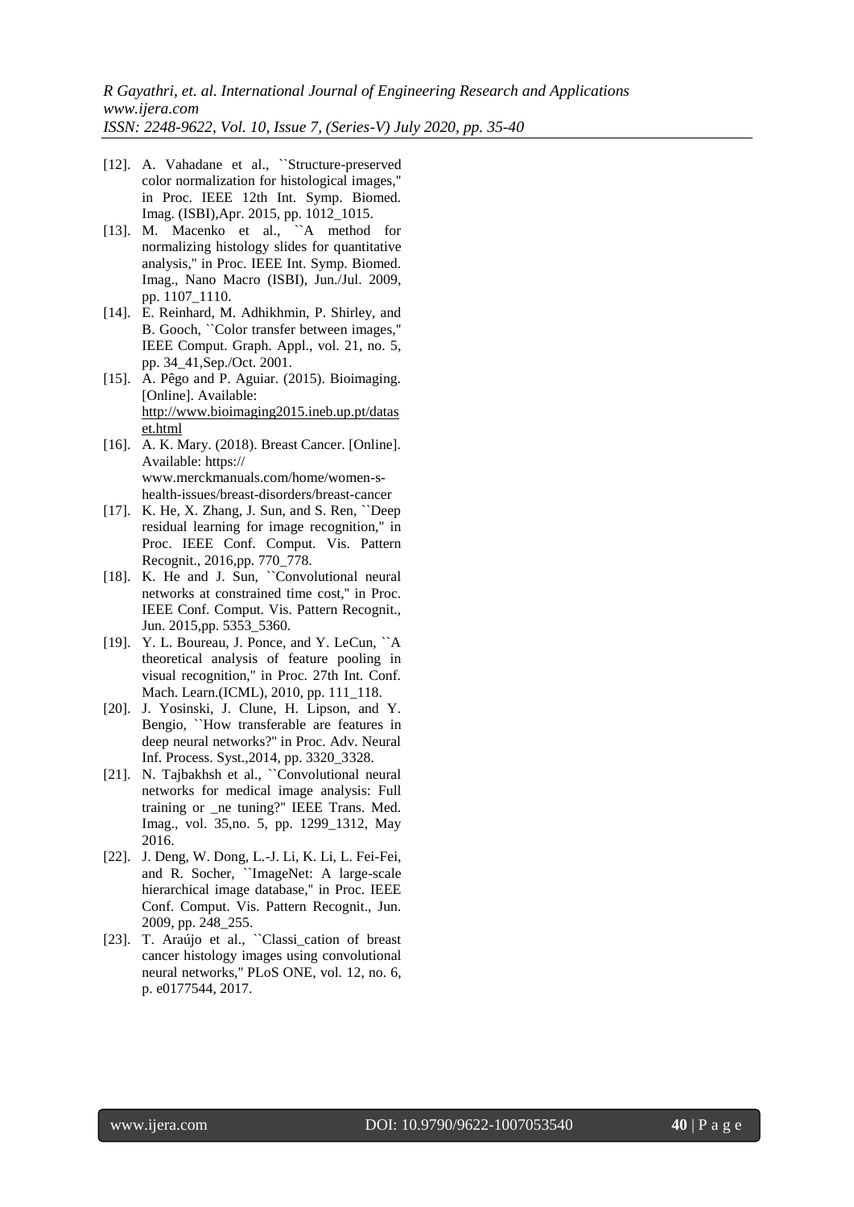[12]. A. Vahadane et al., ``Structure-preserved color normalization for histological images,'' in Proc. IEEE 12th Int. Symp. Biomed. Imag. (ISBI),Apr. 2015, pp. 1012_1015.

[13]. M. Macenko et al., ``A method for normalizing histology slides for quantitative analysis,'' in Proc. IEEE Int. Symp. Biomed. Imag., Nano Macro (ISBI), Jun./Jul. 2009, pp. 1107_1110.

[14]. E. Reinhard, M. Adhikhmin, P. Shirley, and B. Gooch, ``Color transfer between images,'' IEEE Comput. Graph. Appl., vol. 21, no. 5, pp. 34_41,Sep./Oct. 2001.

[15]. A. Pêgo and P. Aguiar. (2015). Bioimaging. [Online]. Available: http://www.bioimaging2015.ineb.up.pt/dataset.html

[16]. A. K. Mary. (2018). Breast Cancer. [Online]. Available: https:// www.merckmanuals.com/home/women-s-health-issues/breast-disorders/breast-cancer

[17]. K. He, X. Zhang, J. Sun, and S. Ren, ``Deep residual learning for image recognition,'' in Proc. IEEE Conf. Comput. Vis. Pattern Recognit., 2016,pp. 770_778.

[18]. K. He and J. Sun, ``Convolutional neural networks at constrained time cost,'' in Proc. IEEE Conf. Comput. Vis. Pattern Recognit., Jun. 2015,pp. 5353_5360.

[19]. Y. L. Boureau, J. Ponce, and Y. LeCun, ``A theoretical analysis of feature pooling in visual recognition,'' in Proc. 27th Int. Conf. Mach. Learn.(ICML), 2010, pp. 111_118.

[20]. J. Yosinski, J. Clune, H. Lipson, and Y. Bengio, ``How transferable are features in deep neural networks?'' in Proc. Adv. Neural Inf. Process. Syst.,2014, pp. 3320_3328.

[21]. N. Tajbakhsh et al., ``Convolutional neural networks for medical image analysis: Full training or _ne tuning?'' IEEE Trans. Med. Imag., vol. 35,no. 5, pp. 1299_1312, May 2016.

[22]. J. Deng, W. Dong, L.-J. Li, K. Li, L. Fei-Fei, and R. Socher, ``ImageNet: A large-scale hierarchical image database,'' in Proc. IEEE Conf. Comput. Vis. Pattern Recognit., Jun. 2009, pp. 248_255.

[23]. T. Araújo et al., ``Classi_cation of breast cancer histology images using convolutional neural networks,'' PLoS ONE, vol. 12, no. 6, p. e0177544, 2017.